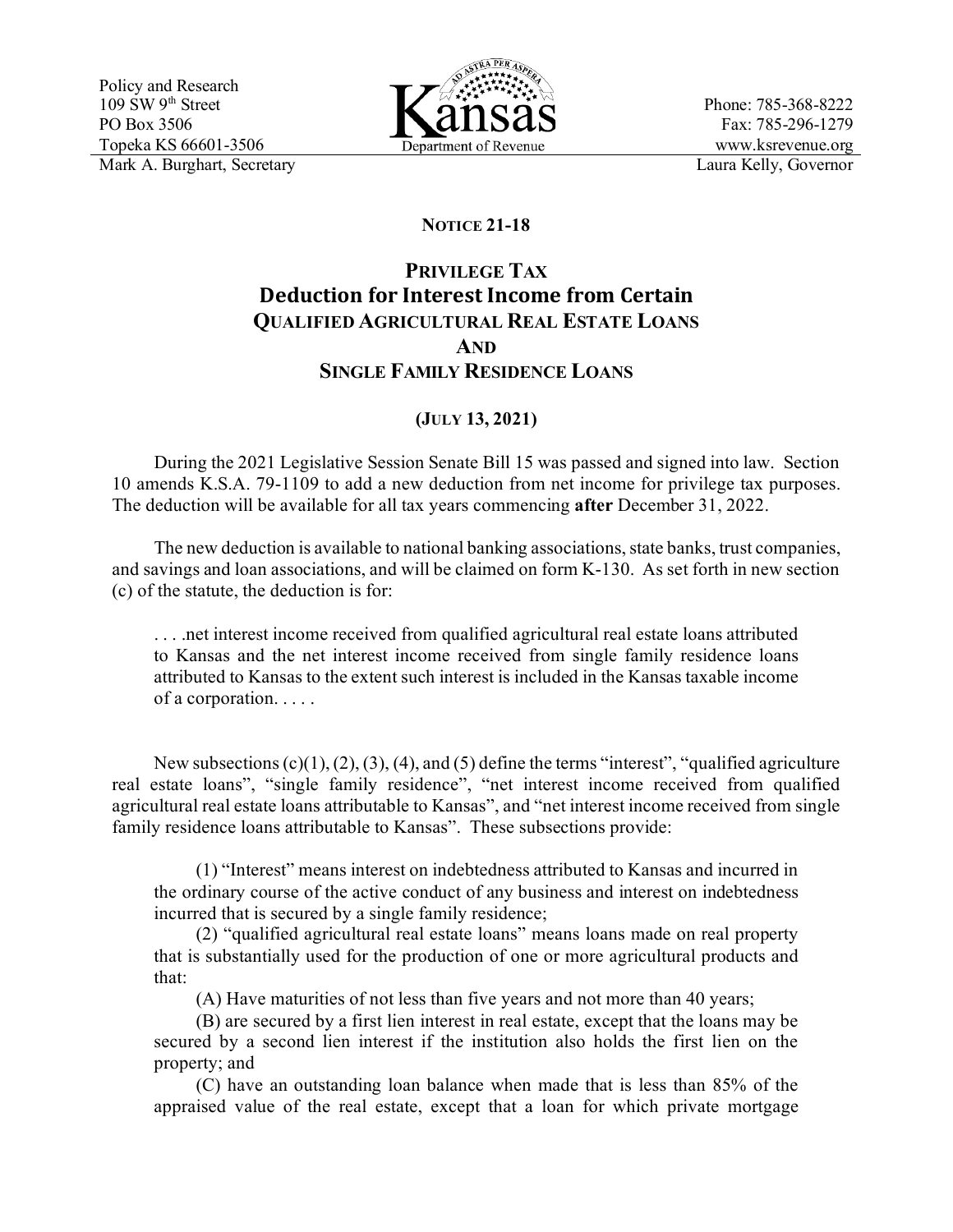Policy and Research
109 SW 9th Street
PO Box 3506
Topeka KS 66601-3506
Mark A. Burghart, Secretary

Kansas Department of Revenue

Phone: 785-368-8222
Fax: 785-296-1279
www.ksrevenue.org
Laura Kelly, Governor

**NOTICE 21-18**

## PRIVILEGE TAX
## Deduction for Interest Income from Certain QUALIFIED AGRICULTURAL REAL ESTATE LOANS AND SINGLE FAMILY RESIDENCE LOANS

**(JULY 13, 2021)**

During the 2021 Legislative Session Senate Bill 15 was passed and signed into law. Section 10 amends K.S.A. 79-1109 to add a new deduction from net income for privilege tax purposes. The deduction will be available for all tax years commencing **after** December 31, 2022.

The new deduction is available to national banking associations, state banks, trust companies, and savings and loan associations, and will be claimed on form K-130. As set forth in new section (c) of the statute, the deduction is for:

> . . . .net interest income received from qualified agricultural real estate loans attributed to Kansas and the net interest income received from single family residence loans attributed to Kansas to the extent such interest is included in the Kansas taxable income of a corporation. . . . .

New subsections (c)(1), (2), (3), (4), and (5) define the terms "interest", "qualified agriculture real estate loans", "single family residence", "net interest income received from qualified agricultural real estate loans attributable to Kansas", and "net interest income received from single family residence loans attributable to Kansas". These subsections provide:

> (1) "Interest" means interest on indebtedness attributed to Kansas and incurred in the ordinary course of the active conduct of any business and interest on indebtedness incurred that is secured by a single family residence;
>
> (2) "qualified agricultural real estate loans" means loans made on real property that is substantially used for the production of one or more agricultural products and that:
>
> (A) Have maturities of not less than five years and not more than 40 years;
>
> (B) are secured by a first lien interest in real estate, except that the loans may be secured by a second lien interest if the institution also holds the first lien on the property; and
>
> (C) have an outstanding loan balance when made that is less than 85% of the appraised value of the real estate, except that a loan for which private mortgage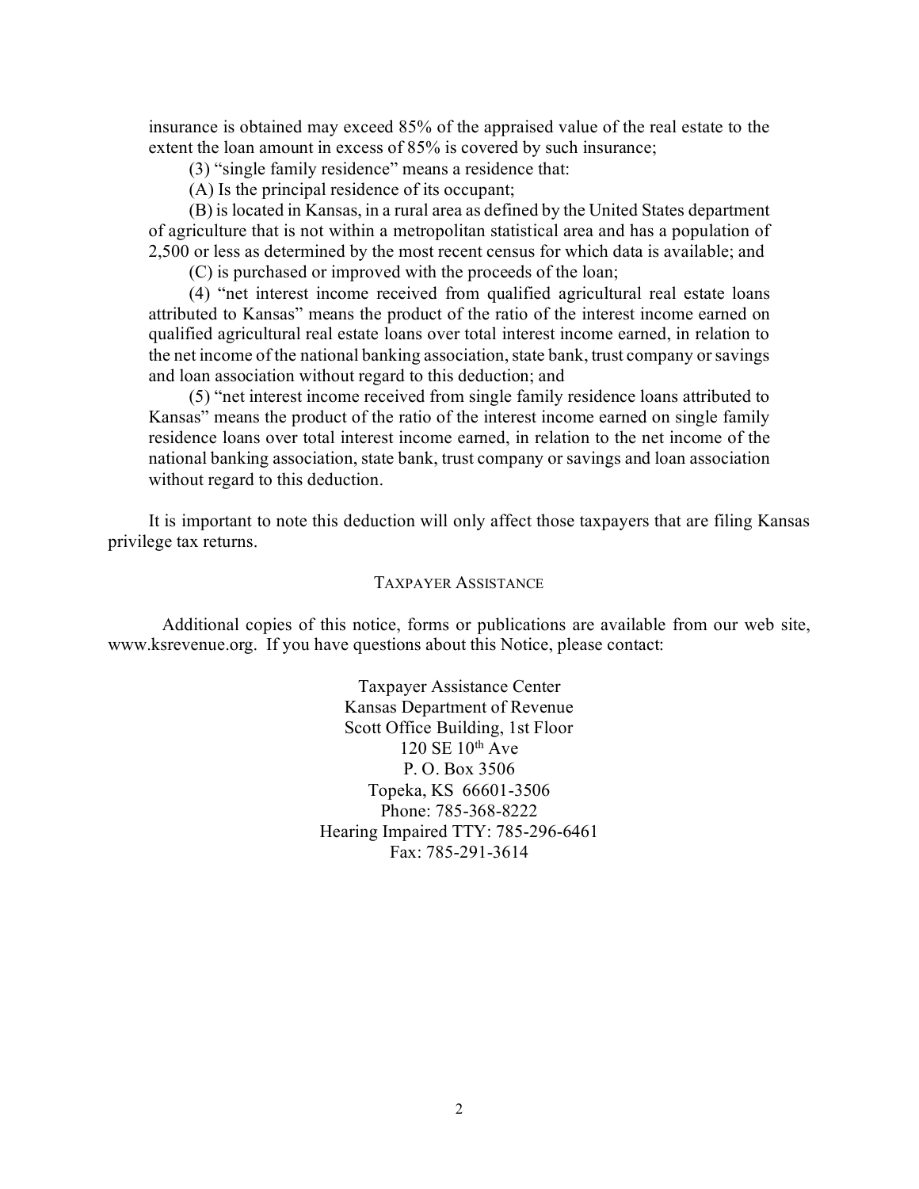insurance is obtained may exceed 85% of the appraised value of the real estate to the extent the loan amount in excess of 85% is covered by such insurance;

(3) "single family residence" means a residence that:

(A) Is the principal residence of its occupant;

(B) is located in Kansas, in a rural area as defined by the United States department of agriculture that is not within a metropolitan statistical area and has a population of 2,500 or less as determined by the most recent census for which data is available; and

(C) is purchased or improved with the proceeds of the loan;

(4) "net interest income received from qualified agricultural real estate loans attributed to Kansas" means the product of the ratio of the interest income earned on qualified agricultural real estate loans over total interest income earned, in relation to the net income of the national banking association, state bank, trust company or savings and loan association without regard to this deduction; and

(5) "net interest income received from single family residence loans attributed to Kansas" means the product of the ratio of the interest income earned on single family residence loans over total interest income earned, in relation to the net income of the national banking association, state bank, trust company or savings and loan association without regard to this deduction.

It is important to note this deduction will only affect those taxpayers that are filing Kansas privilege tax returns.

## TAXPAYER ASSISTANCE

Additional copies of this notice, forms or publications are available from our web site, www.ksrevenue.org. If you have questions about this Notice, please contact:

Taxpayer Assistance Center
Kansas Department of Revenue
Scott Office Building, 1st Floor
120 SE 10th Ave
P. O. Box 3506
Topeka, KS 66601-3506
Phone: 785-368-8222
Hearing Impaired TTY: 785-296-6461
Fax: 785-291-3614